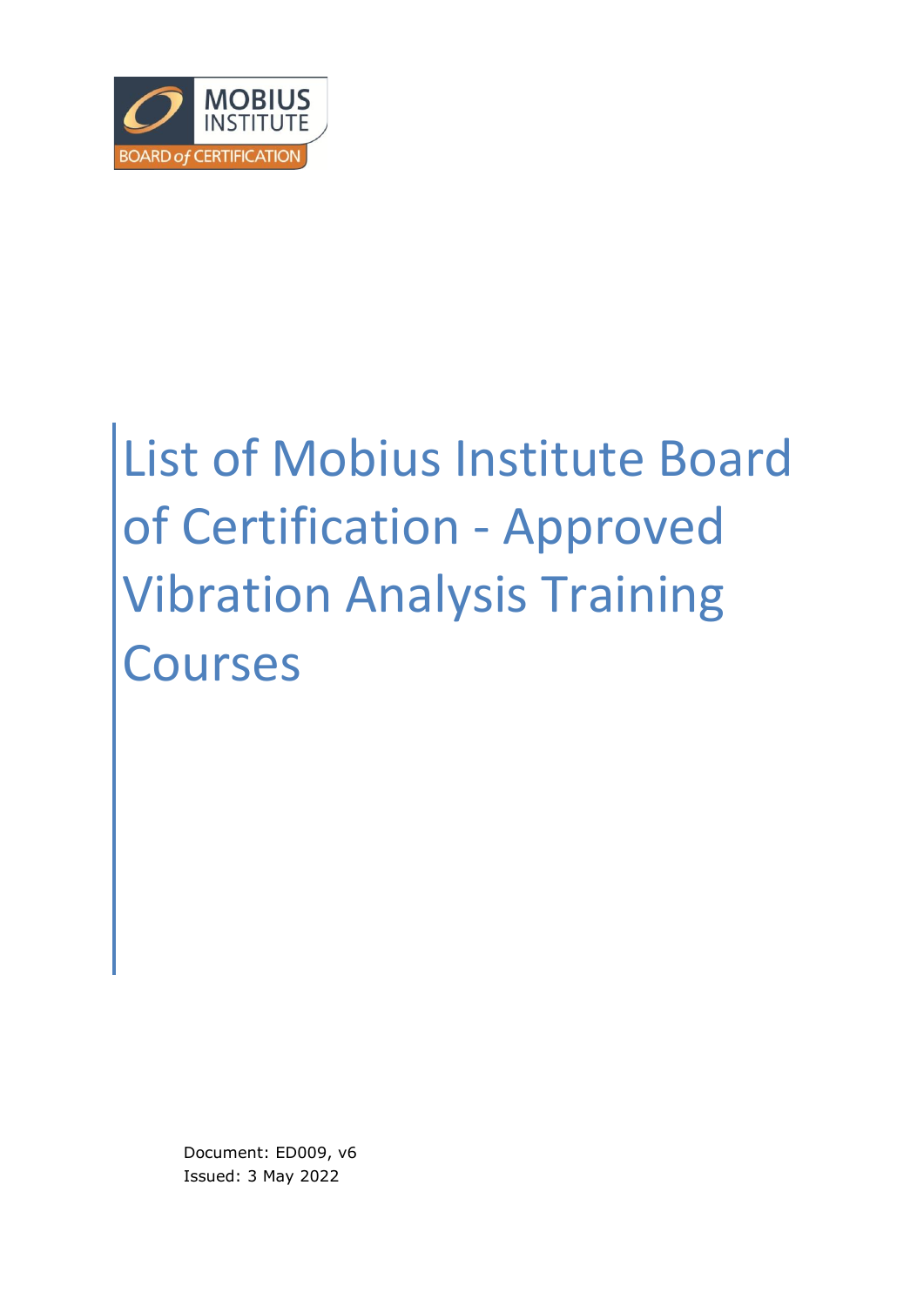MOBIUS INSTITUTE

BOARD of CERTIFICATION

# List of Mobius Institute Board of Certification - Approved Vibration Analysis Training Courses

Document: ED009, v6

Issued: 3 May 2022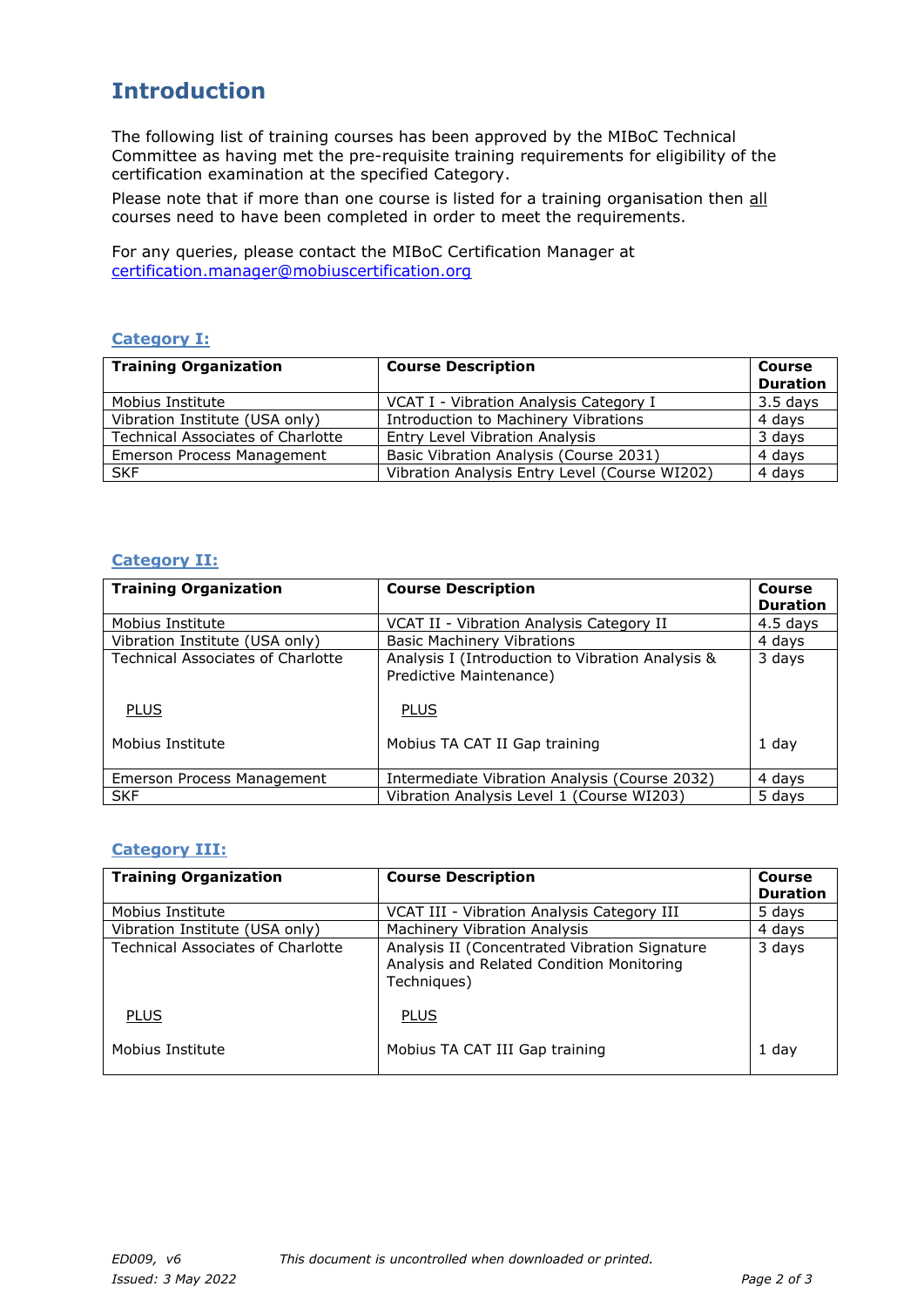# Introduction

The following list of training courses has been approved by the MIBoC Technical Committee as having met the pre-requisite training requirements for eligibility of the certification examination at the specified Category.

Please note that if more than one course is listed for a training organisation then all courses need to have been completed in order to meet the requirements.

For any queries, please contact the MIBoC Certification Manager at [certification.manager@mobiuscertification.org](mailto:certification.manager@mobiuscertification.org)

## Category I:

| Training Organization | Course Description | Course Duration |
|---|---|---|
| Mobius Institute | VCAT I - Vibration Analysis Category I | 3.5 days |
| Vibration Institute (USA only) | Introduction to Machinery Vibrations | 4 days |
| Technical Associates of Charlotte | Entry Level Vibration Analysis | 3 days |
| Emerson Process Management | Basic Vibration Analysis (Course 2031) | 4 days |
| SKF | Vibration Analysis Entry Level (Course WI202) | 4 days |

## Category II:

| Training Organization | Course Description | Course Duration |
|---|---|---|
| Mobius Institute | VCAT II - Vibration Analysis Category II | 4.5 days |
| Vibration Institute (USA only) | Basic Machinery Vibrations | 4 days |
| Technical Associates of Charlotte<br><br>PLUS<br><br>Mobius Institute | Analysis I (Introduction to Vibration Analysis & Predictive Maintenance)<br><br>PLUS<br><br>Mobius TA CAT II Gap training | 3 days<br><br><br><br>1 day |
| Emerson Process Management | Intermediate Vibration Analysis (Course 2032) | 4 days |
| SKF | Vibration Analysis Level 1 (Course WI203) | 5 days |

## Category III:

| Training Organization | Course Description | Course Duration |
|---|---|---|
| Mobius Institute | VCAT III - Vibration Analysis Category III | 5 days |
| Vibration Institute (USA only) | Machinery Vibration Analysis | 4 days |
| Technical Associates of Charlotte<br><br>PLUS<br><br>Mobius Institute | Analysis II (Concentrated Vibration Signature Analysis and Related Condition Monitoring Techniques)<br><br>PLUS<br><br>Mobius TA CAT III Gap training | 3 days<br><br><br><br>1 day |

*ED009, v6*
*Issued: 3 May 2022*
*This document is uncontrolled when downloaded or printed.*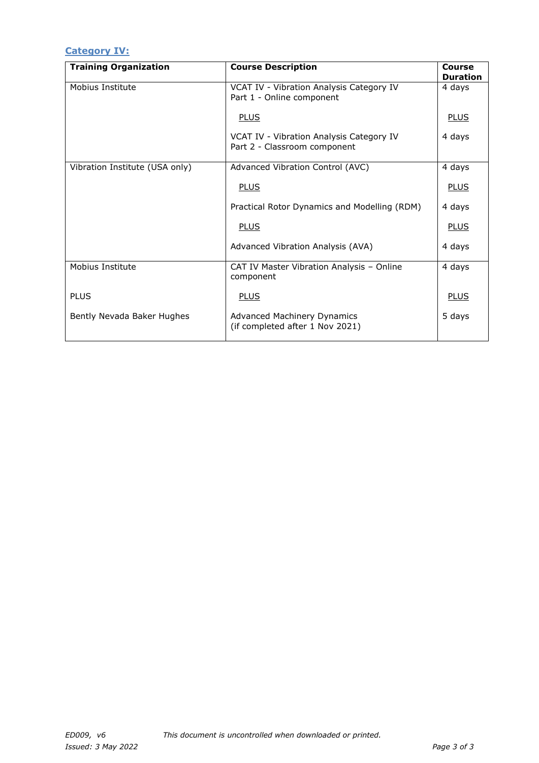## Category IV:

| Training Organization | Course Description | Course Duration |
|---|---|---|
| Mobius Institute | VCAT IV - Vibration Analysis Category IV Part 1 - Online component | 4 days |
| | PLUS | PLUS |
| | VCAT IV - Vibration Analysis Category IV Part 2 - Classroom component | 4 days |
| Vibration Institute (USA only) | Advanced Vibration Control (AVC) | 4 days |
| | PLUS | PLUS |
| | Practical Rotor Dynamics and Modelling (RDM) | 4 days |
| | PLUS | PLUS |
| | Advanced Vibration Analysis (AVA) | 4 days |
| Mobius Institute | CAT IV Master Vibration Analysis – Online component | 4 days |
| PLUS | PLUS | PLUS |
| Bently Nevada Baker Hughes | Advanced Machinery Dynamics (if completed after 1 Nov 2021) | 5 days |

*ED009, v6* *This document is uncontrolled when downloaded or printed.*
*Issued: 3 May 2022*